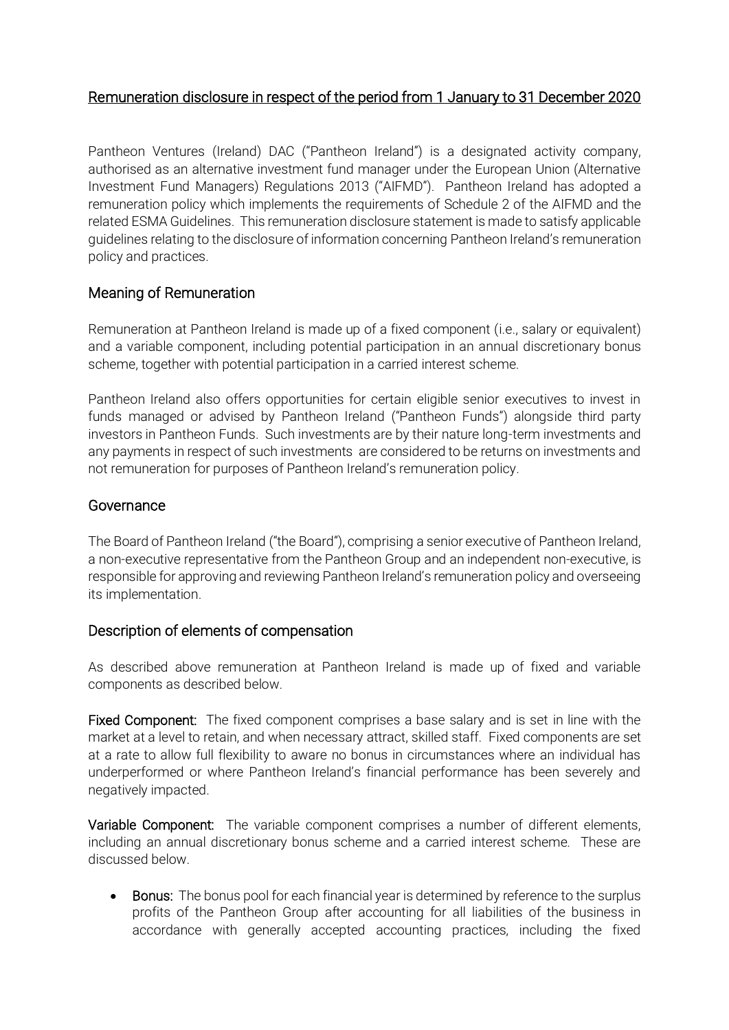# Remuneration disclosure in respect of the period from 1 January to 31 December 2020

Pantheon Ventures (Ireland) DAC ("Pantheon Ireland") is a designated activity company, authorised as an alternative investment fund manager under the European Union (Alternative Investment Fund Managers) Regulations 2013 ("AIFMD"). Pantheon Ireland has adopted a remuneration policy which implements the requirements of Schedule 2 of the AIFMD and the related ESMA Guidelines. This remuneration disclosure statement is made to satisfy applicable guidelines relating to the disclosure of information concerning Pantheon Ireland's remuneration policy and practices.

## Meaning of Remuneration

Remuneration at Pantheon Ireland is made up of a fixed component (i.e., salary or equivalent) and a variable component, including potential participation in an annual discretionary bonus scheme, together with potential participation in a carried interest scheme.

Pantheon Ireland also offers opportunities for certain eligible senior executives to invest in funds managed or advised by Pantheon Ireland ("Pantheon Funds") alongside third party investors in Pantheon Funds. Such investments are by their nature long-term investments and any payments in respect of such investments are considered to be returns on investments and not remuneration for purposes of Pantheon Ireland's remuneration policy.

## Governance

The Board of Pantheon Ireland ("the Board"), comprising a senior executive of Pantheon Ireland, a non-executive representative from the Pantheon Group and an independent non-executive, is responsible for approving and reviewing Pantheon Ireland's remuneration policy and overseeing its implementation.

## Description of elements of compensation

As described above remuneration at Pantheon Ireland is made up of fixed and variable components as described below.

**Fixed Component:** The fixed component comprises a base salary and is set in line with the market at a level to retain, and when necessary attract, skilled staff. Fixed components are set at a rate to allow full flexibility to aware no bonus in circumstances where an individual has underperformed or where Pantheon Ireland's financial performance has been severely and negatively impacted.

**Variable Component:** The variable component comprises a number of different elements, including an annual discretionary bonus scheme and a carried interest scheme. These are discussed below.

- **Bonus:** The bonus pool for each financial year is determined by reference to the surplus profits of the Pantheon Group after accounting for all liabilities of the business in accordance with generally accepted accounting practices, including the fixed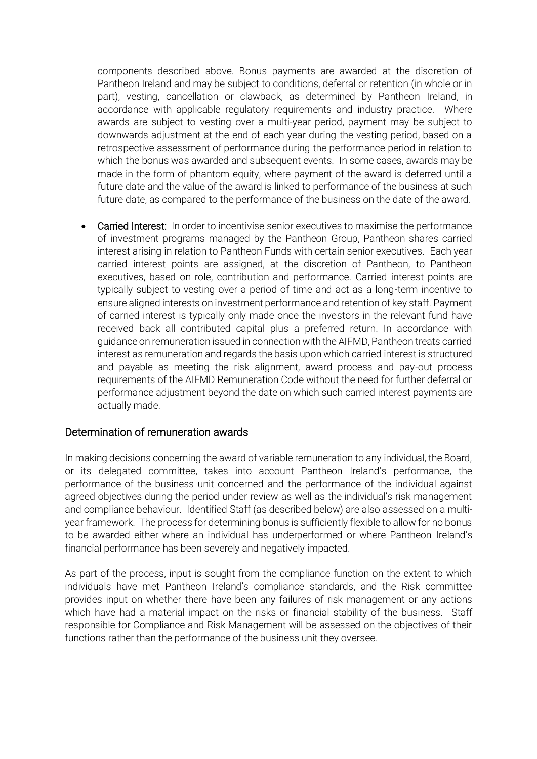components described above. Bonus payments are awarded at the discretion of Pantheon Ireland and may be subject to conditions, deferral or retention (in whole or in part), vesting, cancellation or clawback, as determined by Pantheon Ireland, in accordance with applicable regulatory requirements and industry practice. Where awards are subject to vesting over a multi-year period, payment may be subject to downwards adjustment at the end of each year during the vesting period, based on a retrospective assessment of performance during the performance period in relation to which the bonus was awarded and subsequent events. In some cases, awards may be made in the form of phantom equity, where payment of the award is deferred until a future date and the value of the award is linked to performance of the business at such future date, as compared to the performance of the business on the date of the award.

- **Carried Interest:** In order to incentivise senior executives to maximise the performance of investment programs managed by the Pantheon Group, Pantheon shares carried interest arising in relation to Pantheon Funds with certain senior executives. Each year carried interest points are assigned, at the discretion of Pantheon, to Pantheon executives, based on role, contribution and performance. Carried interest points are typically subject to vesting over a period of time and act as a long-term incentive to ensure aligned interests on investment performance and retention of key staff. Payment of carried interest is typically only made once the investors in the relevant fund have received back all contributed capital plus a preferred return. In accordance with guidance on remuneration issued in connection with the AIFMD, Pantheon treats carried interest as remuneration and regards the basis upon which carried interest is structured and payable as meeting the risk alignment, award process and pay-out process requirements of the AIFMD Remuneration Code without the need for further deferral or performance adjustment beyond the date on which such carried interest payments are actually made.

## Determination of remuneration awards

In making decisions concerning the award of variable remuneration to any individual, the Board, or its delegated committee, takes into account Pantheon Ireland's performance, the performance of the business unit concerned and the performance of the individual against agreed objectives during the period under review as well as the individual's risk management and compliance behaviour. Identified Staff (as described below) are also assessed on a multi-year framework. The process for determining bonus is sufficiently flexible to allow for no bonus to be awarded either where an individual has underperformed or where Pantheon Ireland's financial performance has been severely and negatively impacted.

As part of the process, input is sought from the compliance function on the extent to which individuals have met Pantheon Ireland's compliance standards, and the Risk committee provides input on whether there have been any failures of risk management or any actions which have had a material impact on the risks or financial stability of the business. Staff responsible for Compliance and Risk Management will be assessed on the objectives of their functions rather than the performance of the business unit they oversee.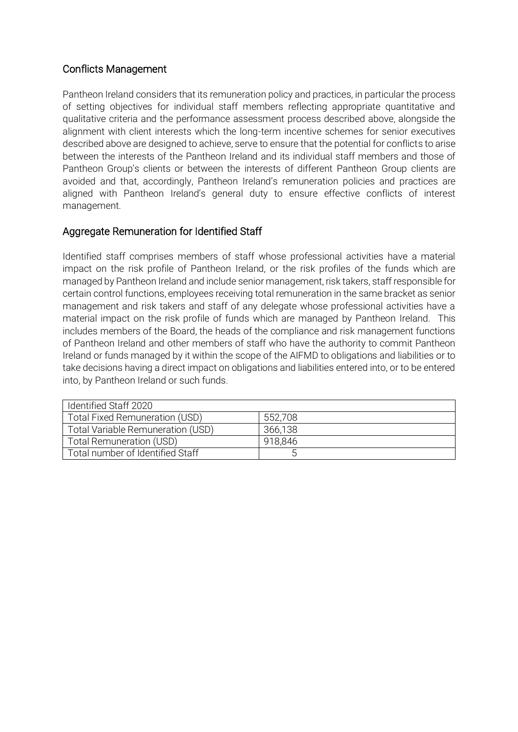## Conflicts Management

Pantheon Ireland considers that its remuneration policy and practices, in particular the process of setting objectives for individual staff members reflecting appropriate quantitative and qualitative criteria and the performance assessment process described above, alongside the alignment with client interests which the long-term incentive schemes for senior executives described above are designed to achieve, serve to ensure that the potential for conflicts to arise between the interests of the Pantheon Ireland and its individual staff members and those of Pantheon Group's clients or between the interests of different Pantheon Group clients are avoided and that, accordingly, Pantheon Ireland's remuneration policies and practices are aligned with Pantheon Ireland's general duty to ensure effective conflicts of interest management.

## Aggregate Remuneration for Identified Staff

Identified staff comprises members of staff whose professional activities have a material impact on the risk profile of Pantheon Ireland, or the risk profiles of the funds which are managed by Pantheon Ireland and include senior management, risk takers, staff responsible for certain control functions, employees receiving total remuneration in the same bracket as senior management and risk takers and staff of any delegate whose professional activities have a material impact on the risk profile of funds which are managed by Pantheon Ireland. This includes members of the Board, the heads of the compliance and risk management functions of Pantheon Ireland and other members of staff who have the authority to commit Pantheon Ireland or funds managed by it within the scope of the AIFMD to obligations and liabilities or to take decisions having a direct impact on obligations and liabilities entered into, or to be entered into, by Pantheon Ireland or such funds.

| Identified Staff 2020 | |
|---|---|
| Total Fixed Remuneration (USD) | 552,708 |
| Total Variable Remuneration (USD) | 366,138 |
| Total Remuneration (USD) | 918,846 |
| Total number of Identified Staff | 5 |